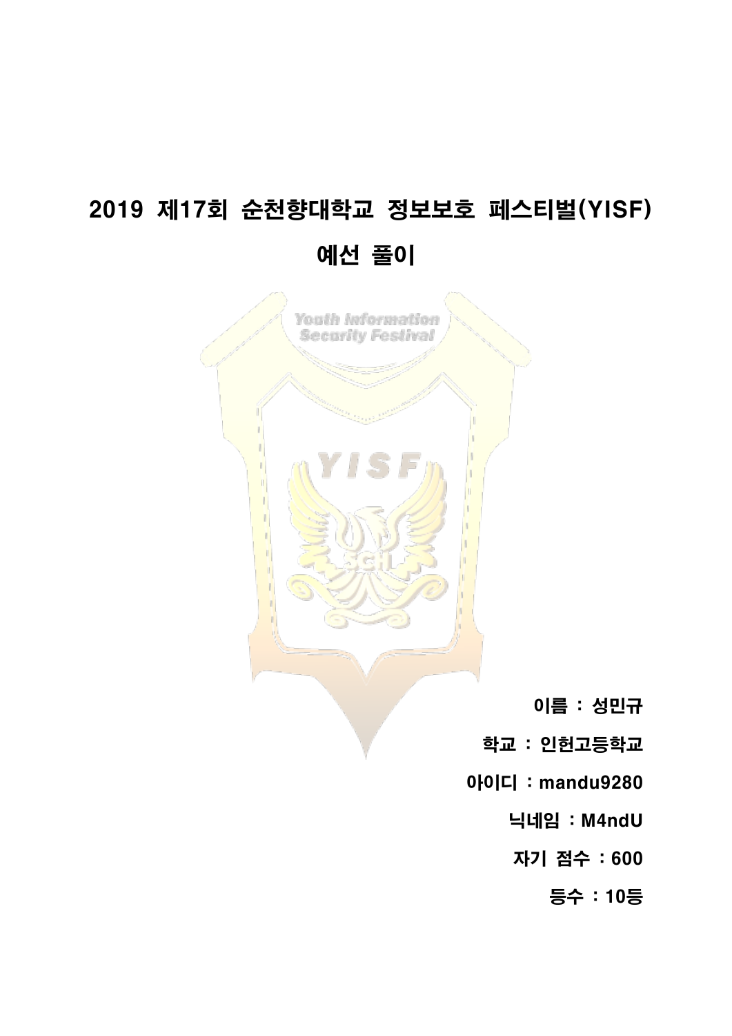# 2019 제17회 순천향대학교 정보보호 페스티벌(YISF)

# 예선 풀이

이름 : 성민규

학교 : 인헌고등학교

아이디 : mandu9280

닉네임 : M4ndU

자기 점수 : 600

등수 : 10등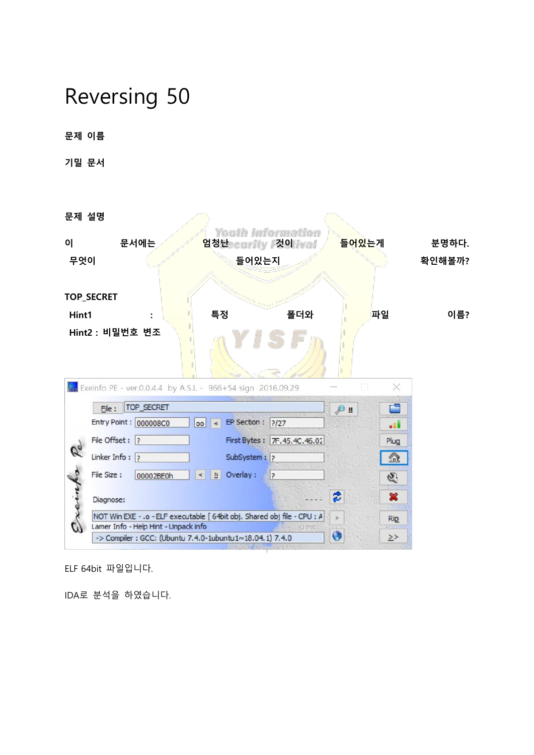# Reversing 50

**문제 이름**

**기밀 문서**

**문제 설명**

**이 문서에는 엄청난 것이 들어있는게 분명하다. 무엇이 들어있는지 확인해볼까?**

**TOP_SECRET**

**Hint1 : 특정 폴더와 파일 이름?**

**Hint2 : 비밀번호 변조**

ELF 64bit 파일입니다.

IDA로 분석을 하였습니다.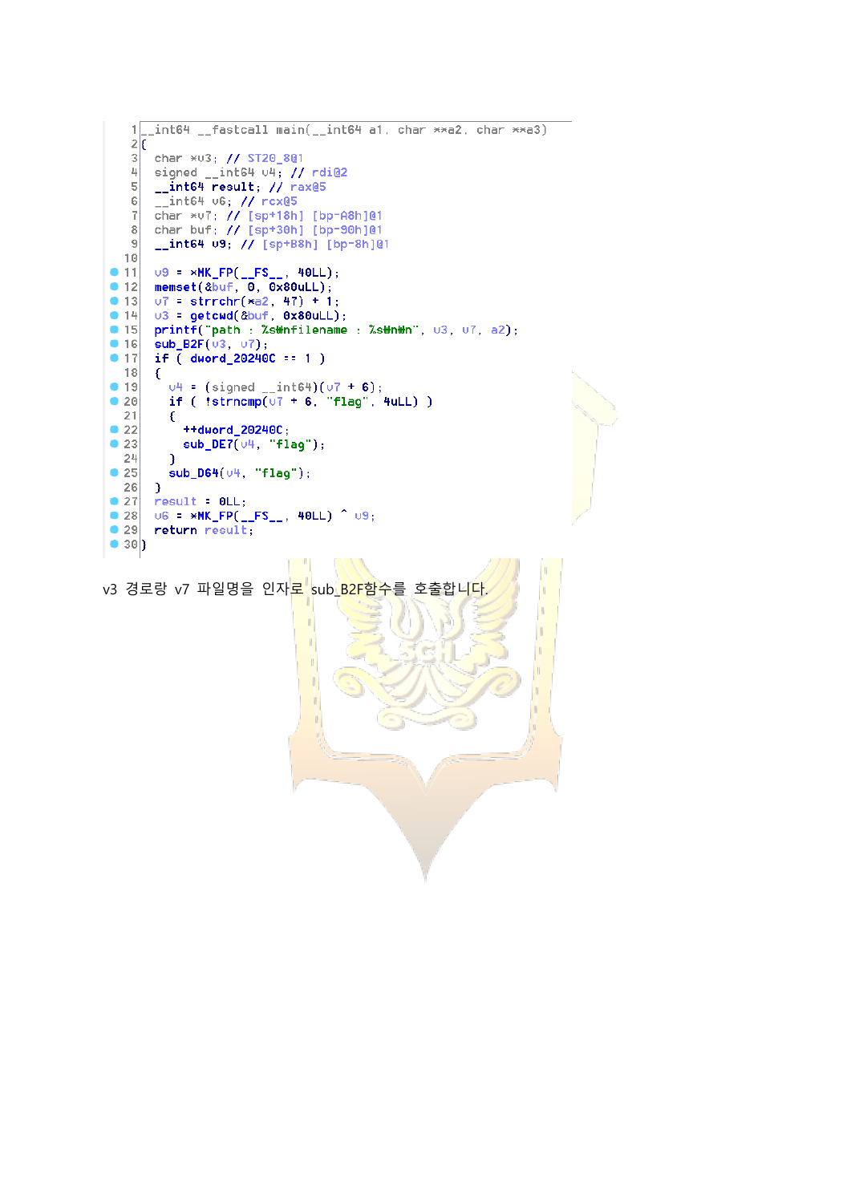```c
__int64 __fastcall main(__int64 a1, char **a2, char **a3)
{
  char *v3; // ST20_8@1
  signed __int64 v4; // rdi@2
  __int64 result; // rax@5
  __int64 v6; // rcx@5
  char *v7; // [sp+18h] [bp-A8h]@1
  char buf; // [sp+30h] [bp-90h]@1
  __int64 v9; // [sp+B8h] [bp-8h]@1

  v9 = *MK_FP(__FS__, 40LL);
  memset(&buf, 0, 0x80uLL);
  v7 = strrchr(*a2, 47) + 1;
  v3 = getcwd(&buf, 0x80uLL);
  printf("path : %s\nfilename : %s\n\n", v3, v7, a2);
  sub_B2F(v3, v7);
  if ( dword_20240C == 1 )
  {
    v4 = (signed __int64)(v7 + 6);
    if ( !strncmp(v7 + 6, "flag", 4uLL) )
    {
      ++dword_20240C;
      sub_DE7(v4, "flag");
    }
    sub_D64(v4, "flag");
  }
  result = 0LL;
  v6 = *MK_FP(__FS__, 40LL) ^ v9;
  return result;
}
```

v3 경로랑 v7 파일명을 인자로 sub_B2F함수를 호출합니다.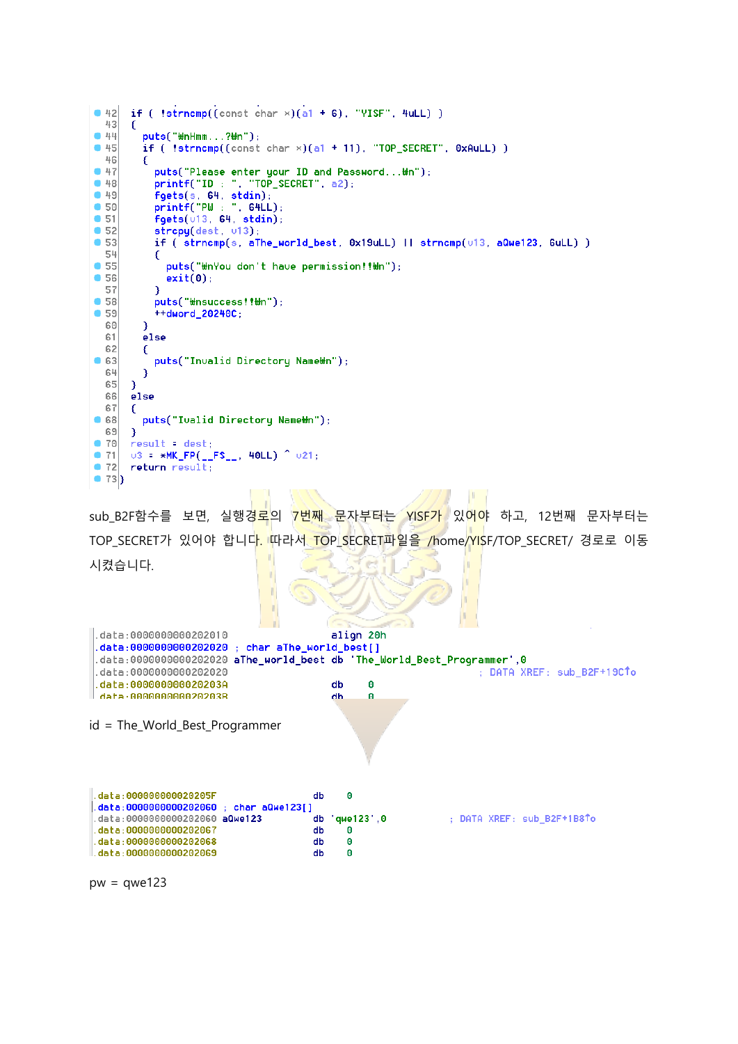```
42  if ( !strncmp((const char *)(a1 + 6), "YISF", 4uLL) )
43  {
44    puts("\nHmm...?\n");
45    if ( !strncmp((const char *)(a1 + 11), "TOP_SECRET", 0xAuLL) )
46    {
47      puts("Please enter your ID and Password...\n");
48      printf("ID : ", "TOP_SECRET", a2);
49      fgets(s, 64, stdin);
50      printf("PW : ", 64LL);
51      fgets(v13, 64, stdin);
52      strcpy(dest, v13);
53      if ( strncmp(s, aThe_world_best, 0x19uLL) || strncmp(v13, aQwe123, 6uLL) )
54      {
55        puts("\nYou don't have permission!!\n");
56        exit(0);
57      }
58      puts("\nsuccess!!\n");
59      ++dword_20240C;
60    }
61    else
62    {
63      puts("Invalid Directory Name\n");
64    }
65  }
66  else
67  {
68    puts("Ivalid Directory Name\n");
69  }
70  result = dest;
71  v3 = *MK_FP(__FS__, 40LL) ^ v21;
72  return result;
73}
```

sub_B2F함수를 보면, 실행경로의 7번째 문자부터는 YISF가 있어야 하고, 12번째 문자부터는 TOP_SECRET가 있어야 합니다. 따라서 TOP_SECRET파일을 /home/YISF/TOP_SECRET/ 경로로 이동 시켰습니다.

```
.data:0000000000202010                 align 20h
.data:0000000000202020 ; char aThe_world_best[]
.data:0000000000202020 aThe_world_best db 'The_World_Best_Programmer',0
.data:0000000000202020                                         ; DATA XREF: sub_B2F+19C↑o
.data:000000000020203A                 db    0
.data:000000000020203B                 db    0
```

id = The_World_Best_Programmer

```
.data:000000000020205F                 db    0
.data:0000000000202060 ; char aQwe123[]
.data:0000000000202060 aQwe123         db 'qwe123',0           ; DATA XREF: sub_B2F+1B8↑o
.data:0000000000202067                 db    0
.data:0000000000202068                 db    0
.data:0000000000202069                 db    0
```

pw = qwe123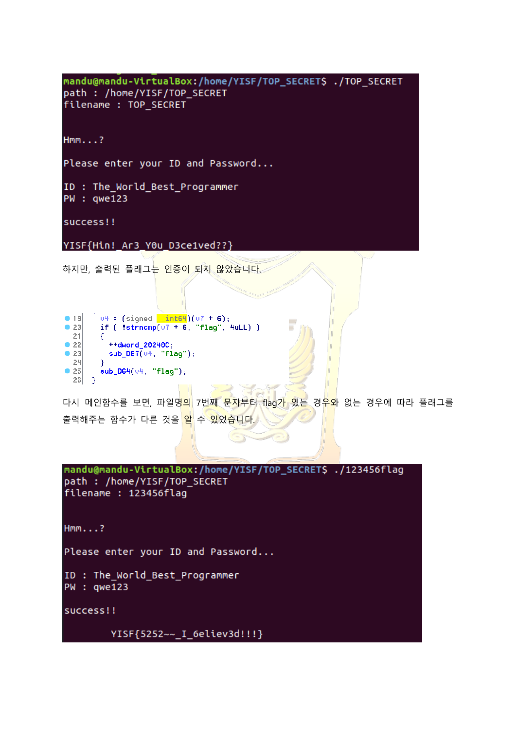```
mandu@mandu-VirtualBox:/home/YISF/TOP_SECRET$ ./TOP_SECRET
path : /home/YISF/TOP_SECRET
filename : TOP_SECRET


Hmm...?

Please enter your ID and Password...

ID : The_World_Best_Programmer
PW : qwe123

success!!

YISF{Hin!_Ar3_Y0u_D3ce1ved??}
```

하지만, 출력된 플래그는 인증이 되지 않았습니다.

```
19    v4 = (signed __int64)(v7 + 6);
20    if ( !strncmp(v7 + 6, "flag", 4uLL) )
21    {
22      ++dword_20240C;
23      sub_DE7(v4, "flag");
24    }
25    sub_D64(v4, "flag");
26  }
```

다시 메인함수를 보면, 파일명의 7번째 문자부터 flag가 있는 경우와 없는 경우에 따라 플래그를 출력해주는 함수가 다른 것을 알 수 있었습니다.

```
mandu@mandu-VirtualBox:/home/YISF/TOP_SECRET$ ./123456flag
path : /home/YISF/TOP_SECRET
filename : 123456flag


Hmm...?

Please enter your ID and Password...

ID : The_World_Best_Programmer
PW : qwe123

success!!

        YISF{5252~~_I_6eliev3d!!!}
```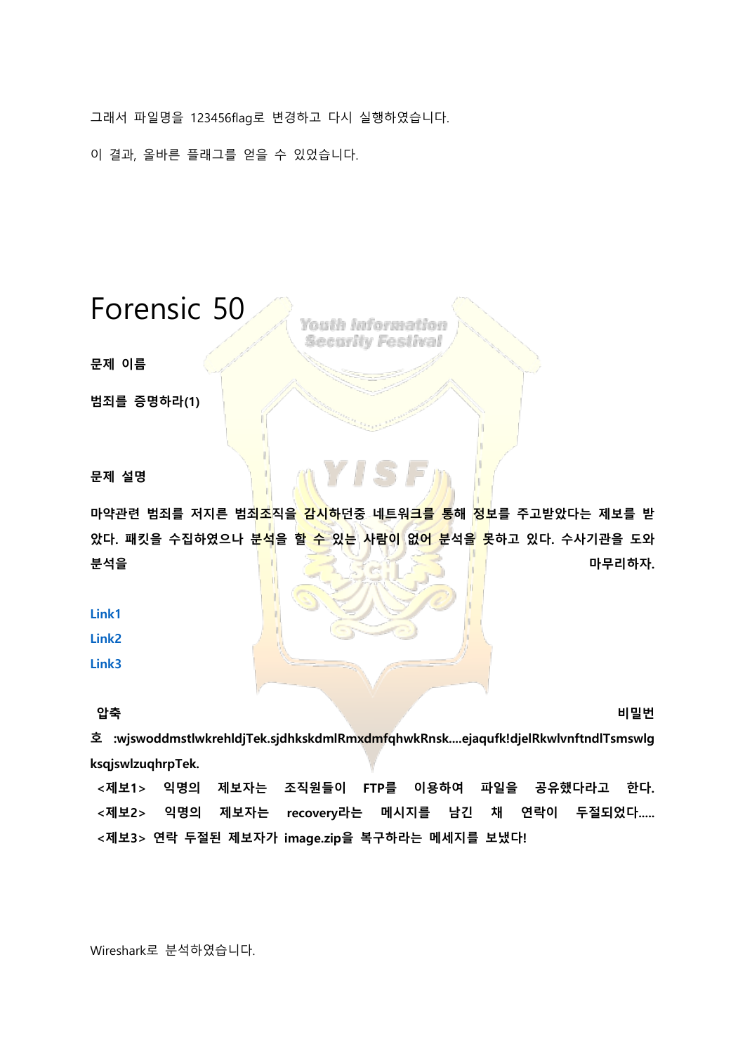그래서 파일명을 123456flag로 변경하고 다시 실행하였습니다.

이 결과, 올바른 플래그를 얻을 수 있었습니다.

# Forensic 50

**문제 이름**

**범죄를 증명하라(1)**

**문제 설명**

**마약관련 범죄를 저지른 범죄조직을 감시하던중 네트워크를 통해 정보를 주고받았다는 제보를 받았다. 패킷을 수집하였으나 분석을 할 수 있는 사람이 없어 분석을 못하고 있다. 수사기관을 도와 분석을 마무리하자.**

**Link1**

**Link2**

**Link3**

**압축 비밀번호 :wjswoddmstlwkrehldjTek.sjdhkskdmlRmxdmfqhwkRnsk....ejaqufk!djelRkwlvnftndlTsmswlgksqjswlzuqhrpTek.**

**<제보1> 익명의 제보자는 조직원들이 FTP를 이용하여 파일을 공유했다라고 한다.**
**<제보2> 익명의 제보자는 recovery라는 메시지를 남긴 채 연락이 두절되었다.....**
**<제보3> 연락 두절된 제보자가 image.zip을 복구하라는 메세지를 보냈다!**

Wireshark로 분석하였습니다.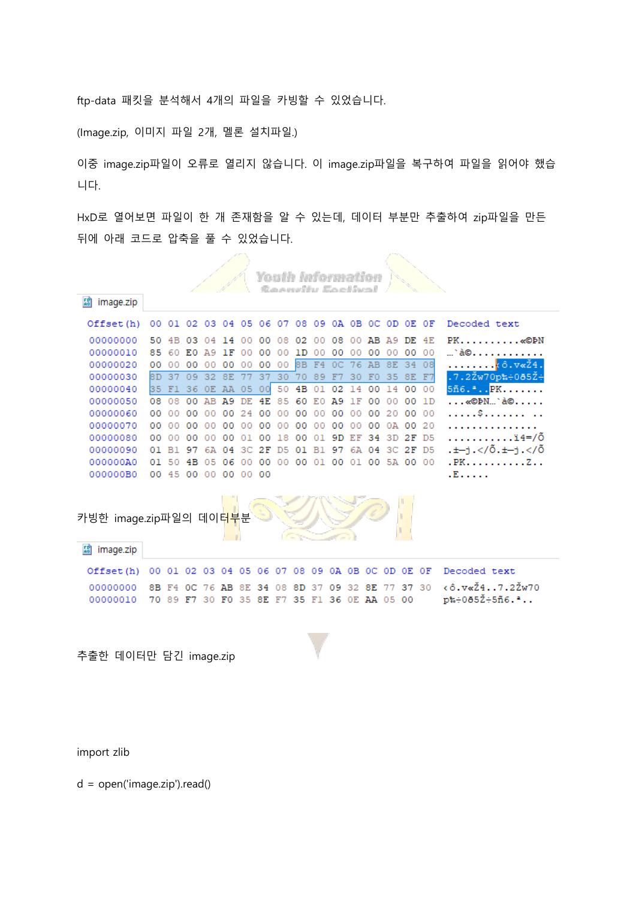ftp-data 패킷을 분석해서 4개의 파일을 카빙할 수 있었습니다.

(Image.zip, 이미지 파일 2개, 멜론 설치파일.)

이중 image.zip파일이 오류로 열리지 않습니다. 이 image.zip파일을 복구하여 파일을 읽어야 했습니다.

HxD로 열어보면 파일이 한 개 존재함을 알 수 있는데, 데이터 부분만 추출하여 zip파일을 만든 뒤에 아래 코드로 압축을 풀 수 있었습니다.

```
image.zip
Offset(h) 00 01 02 03 04 05 06 07 08 09 0A 0B 0C 0D 0E 0F  Decoded text
00000000  50 4B 03 04 14 00 00 08 02 00 08 00 AB A9 DE 4E  PK..........«©ÞN
00000010  85 60 E0 A9 1F 00 00 00 1D 00 00 00 00 00 00 00  …`à©............
00000020  00 00 00 00 00 00 00 00 8B F4 0C 76 AB 8E 34 08  ........‹ô.v«Ž4.
00000030  8D 37 09 32 8E 77 37 30 70 89 F7 30 F0 35 8E F7  .7.2Žw70p‰÷0ð5Ž÷
00000040  35 F1 36 0E AA 05 00 50 4B 01 02 14 00 14 00 00  5ñ6.ª..PK.......
00000050  08 08 00 AB A9 DE 4E 85 60 E0 A9 1F 00 00 00 1D  ...«©ÞN…`à©.....
00000060  00 00 00 00 00 24 00 00 00 00 00 00 00 20 00 00  .....$....... ..
00000070  00 00 00 00 00 00 00 00 00 00 00 00 0A 00 20  ...............
00000080  00 00 00 00 00 01 00 18 00 01 9D EF 34 3D 2F D5  ...........ï4=/Õ
00000090  01 B1 97 6A 04 3C 2F D5 01 B1 97 6A 04 3C 2F D5  .±—j.</Õ.±—j.</Õ
000000A0  01 50 4B 05 06 00 00 00 00 01 00 01 00 5A 00 00  .PK..........Z..
000000B0  00 45 00 00 00 00 00                             .E.....
```

카빙한 image.zip파일의 데이터부분

```
image.zip
Offset(h) 00 01 02 03 04 05 06 07 08 09 0A 0B 0C 0D 0E 0F  Decoded text
00000000  8B F4 0C 76 AB 8E 34 08 8D 37 09 32 8E 77 37 30  ‹ô.v«Ž4..7.2Žw70
00000010  70 89 F7 30 F0 35 8E F7 35 F1 36 0E AA 05 00     p‰÷0ð5Ž÷5ñ6.ª..
```

추출한 데이터만 담긴 image.zip

```
import zlib

d = open('image.zip').read()
```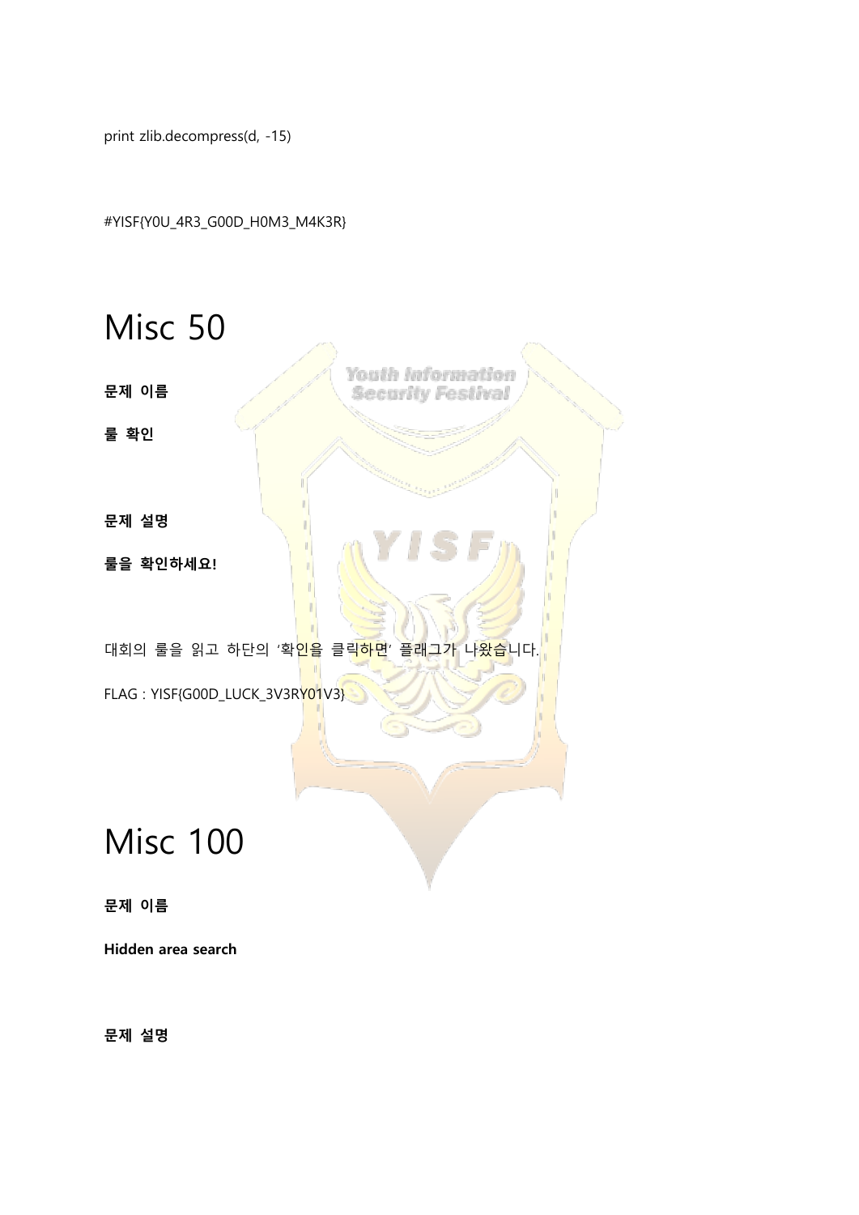```
print zlib.decompress(d, -15)
```

```
#YISF{Y0U_4R3_G00D_H0M3_M4K3R}
```

# Misc 50

**문제 이름**

**룰 확인**

**문제 설명**

**룰을 확인하세요!**

대회의 룰을 읽고 하단의 '확인을 클릭하면' 플래그가 나왔습니다.

FLAG : YISF{G00D_LUCK_3V3RY01V3}

# Misc 100

**문제 이름**

**Hidden area search**

**문제 설명**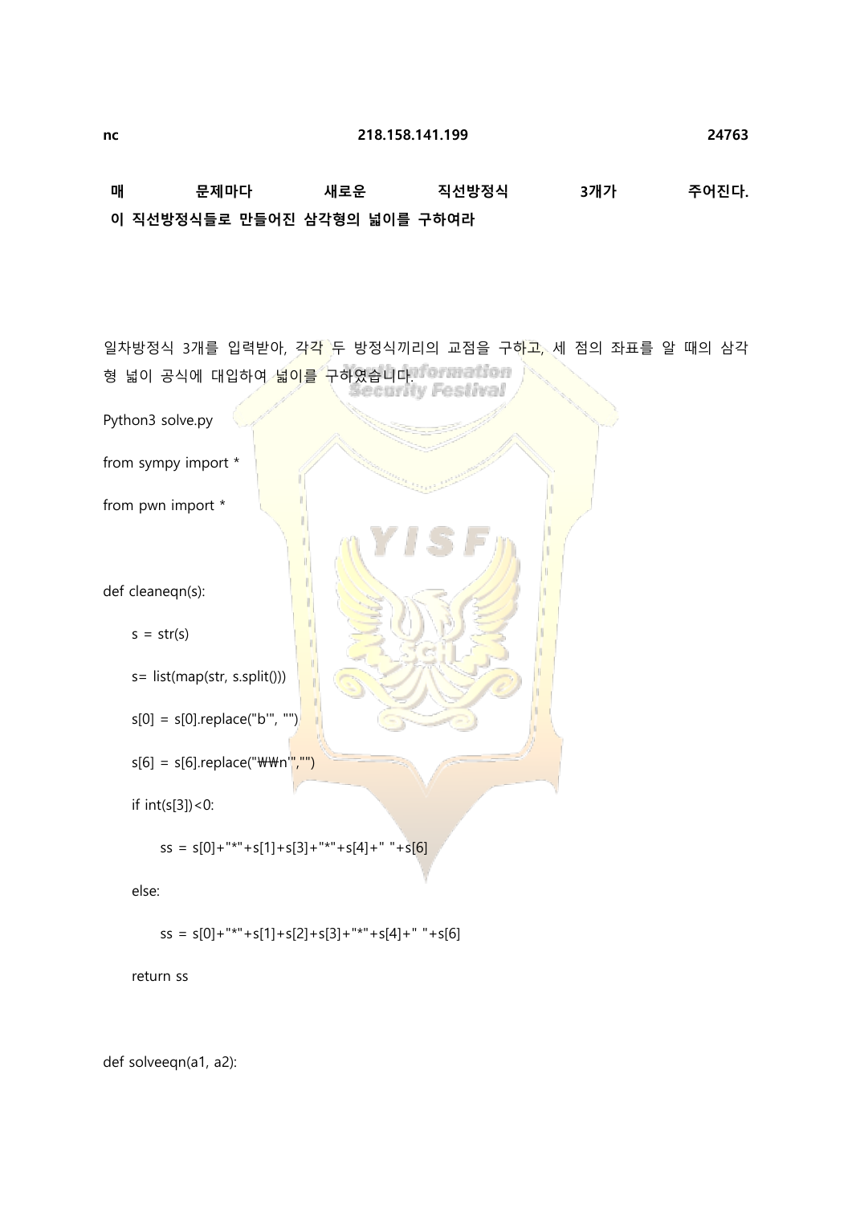**nc 218.158.141.199 24763**

**매 문제마다 새로운 직선방정식 3개가 주어진다.**
**이 직선방정식들로 만들어진 삼각형의 넓이를 구하여라**

일차방정식 3개를 입력받아, 각각 두 방정식끼리의 교점을 구하고, 세 점의 좌표를 알 때의 삼각형 넓이 공식에 대입하여 넓이를 구하였습니다.

Python3 solve.py

```
from sympy import *

from pwn import *


def cleaneqn(s):

    s = str(s)

    s= list(map(str, s.split()))

    s[0] = s[0].replace("b'", "")

    s[6] = s[6].replace("\\n'","")

    if int(s[3])<0:

        ss = s[0]+"*"+s[1]+s[3]+"*"+s[4]+" "+s[6]

    else:

        ss = s[0]+"*"+s[1]+s[2]+s[3]+"*"+s[4]+" "+s[6]

    return ss


def solveeqn(a1, a2):
```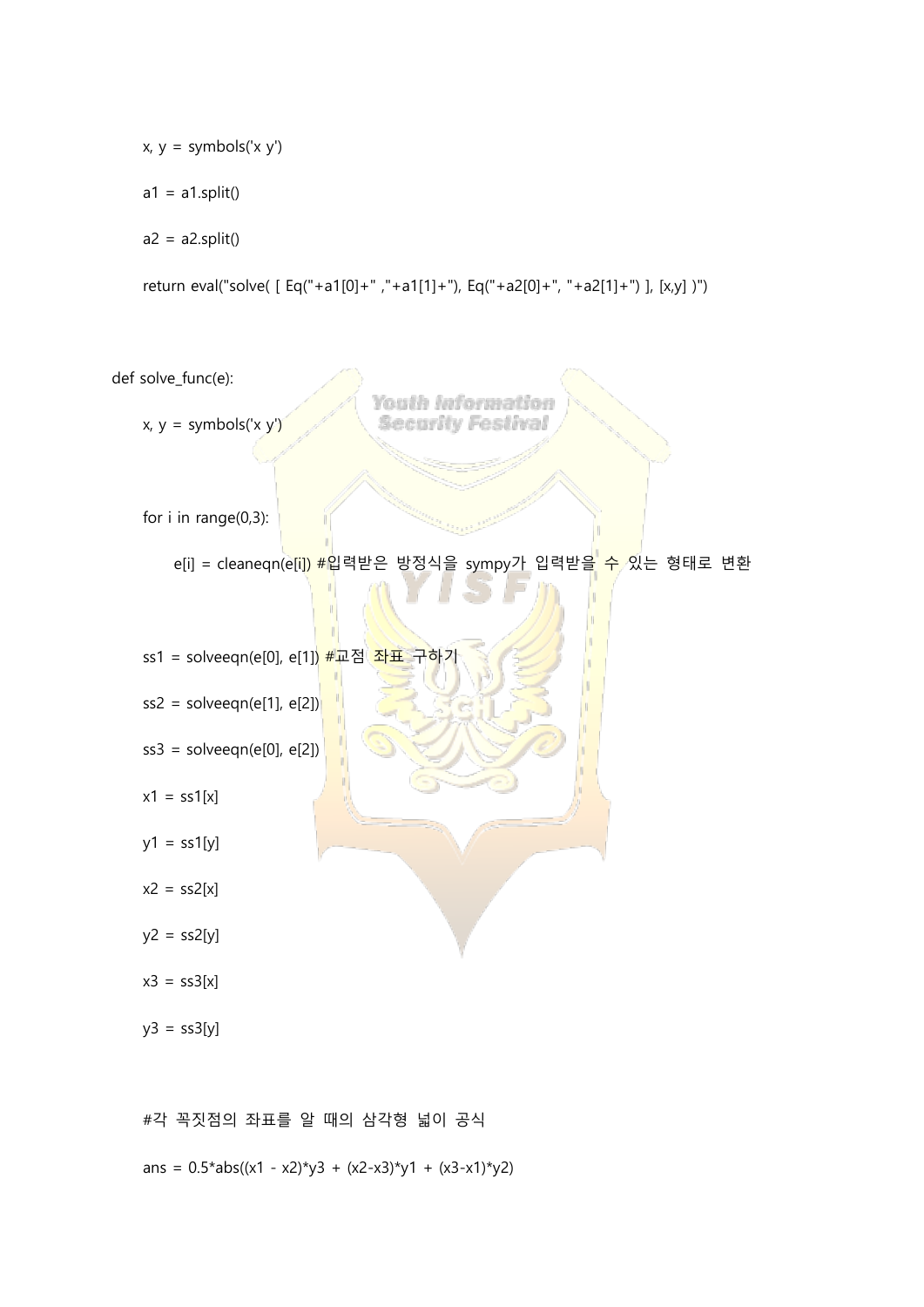```
    x, y = symbols('x y')

    a1 = a1.split()

    a2 = a2.split()

    return eval("solve( [ Eq("+a1[0]+" ,"+a1[1]+"), Eq("+a2[0]+", "+a2[1]+") ], [x,y] )")


def solve_func(e):

    x, y = symbols('x y')


    for i in range(0,3):

        e[i] = cleaneqn(e[i]) #입력받은 방정식을 sympy가 입력받을 수 있는 형태로 변환


    ss1 = solveeqn(e[0], e[1]) #교점 좌표 구하기

    ss2 = solveeqn(e[1], e[2])

    ss3 = solveeqn(e[0], e[2])

    x1 = ss1[x]

    y1 = ss1[y]

    x2 = ss2[x]

    y2 = ss2[y]

    x3 = ss3[x]

    y3 = ss3[y]


    #각 꼭짓점의 좌표를 알 때의 삼각형 넓이 공식

    ans = 0.5*abs((x1 - x2)*y3 + (x2-x3)*y1 + (x3-x1)*y2)
```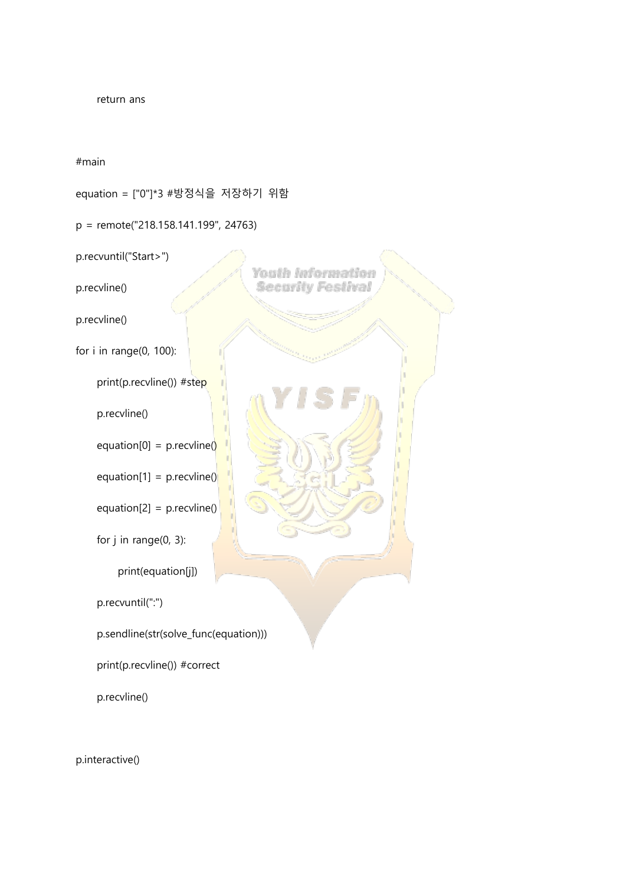```python
    return ans


#main
equation = ["0"]*3 #방정식을 저장하기 위함
p = remote("218.158.141.199", 24763)
p.recvuntil("Start>")
p.recvline()
p.recvline()
for i in range(0, 100):
    print(p.recvline()) #step
    p.recvline()
    equation[0] = p.recvline()
    equation[1] = p.recvline()
    equation[2] = p.recvline()
    for j in range(0, 3):
        print(equation[j])
    p.recvuntil(":")
    p.sendline(str(solve_func(equation)))
    print(p.recvline()) #correct
    p.recvline()


p.interactive()
```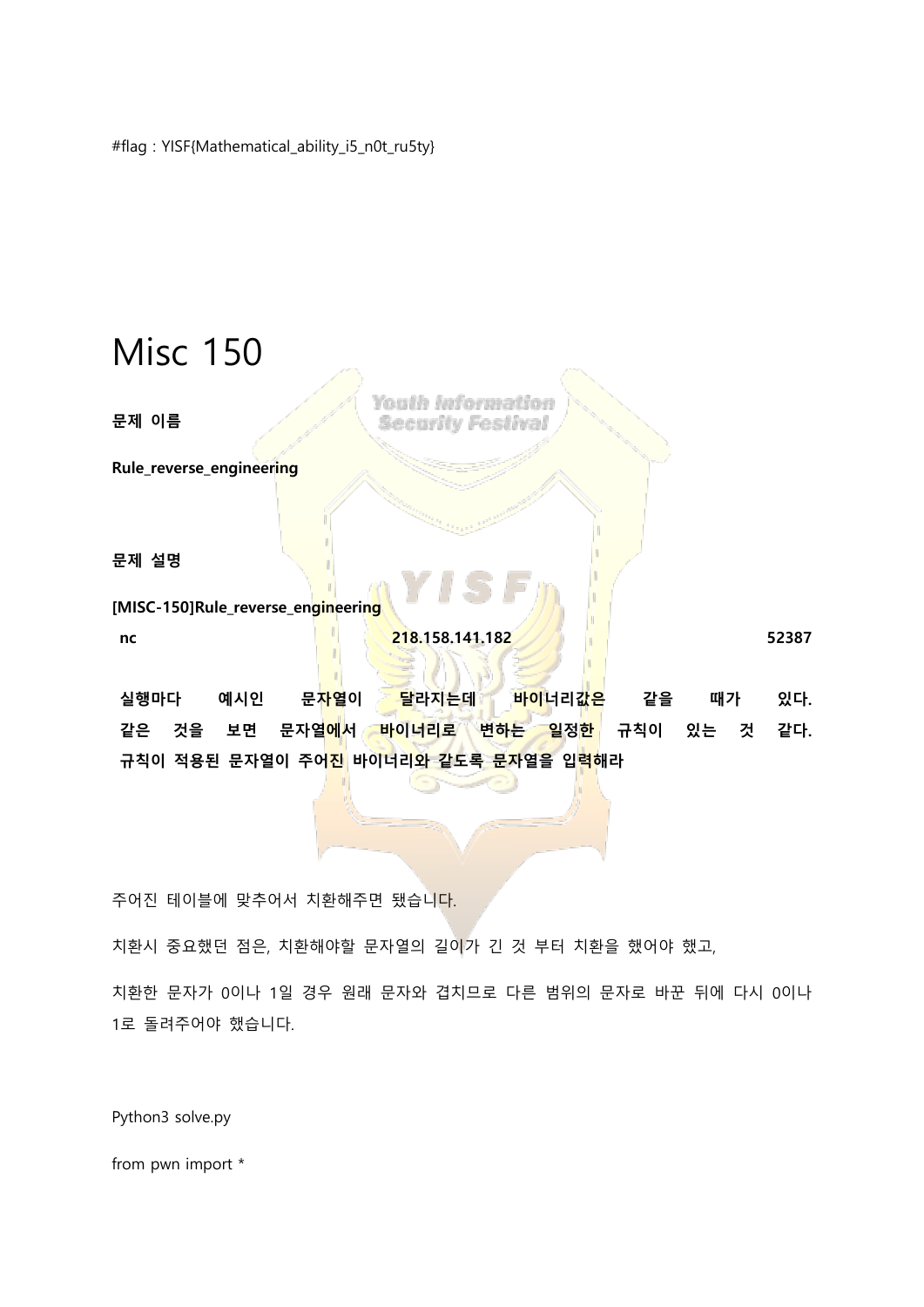#flag : YISF{Mathematical_ability_i5_n0t_ru5ty}

# Misc 150

**문제 이름**

**Rule_reverse_engineering**

**문제 설명**

**[MISC-150]Rule_reverse_engineering**

**nc 218.158.141.182 52387**

**실행마다 예시인 문자열이 달라지는데 바이너리값은 같을 때가 있다. 같은 것을 보면 문자열에서 바이너리로 변하는 일정한 규칙이 있는 것 같다. 규칙이 적용된 문자열이 주어진 바이너리와 같도록 문자열을 입력해라**

주어진 테이블에 맞추어서 치환해주면 됐습니다.

치환시 중요했던 점은, 치환해야할 문자열의 길이가 긴 것 부터 치환을 했어야 했고,

치환한 문자가 0이나 1일 경우 원래 문자와 겹치므로 다른 범위의 문자로 바꾼 뒤에 다시 0이나 1로 돌려주어야 했습니다.

Python3 solve.py

from pwn import *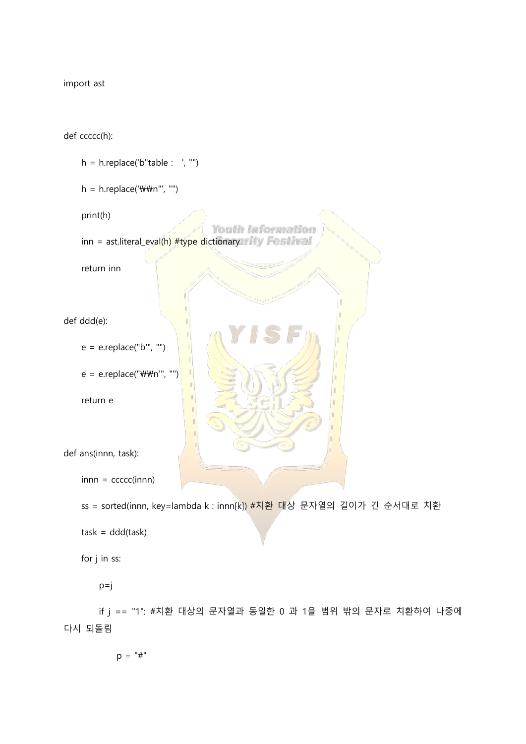```
import ast


def ccccc(h):

    h = h.replace('b"table :   ', "")

    h = h.replace('\\n"', "")

    print(h)

    inn = ast.literal_eval(h) #type dictionary

    return inn


def ddd(e):

    e = e.replace("b'", "")

    e = e.replace("\\n'", "")

    return e


def ans(innn, task):

    innn = ccccc(innn)

    ss = sorted(innn, key=lambda k : innn[k]) #치환 대상 문자열의 길이가 긴 순서대로 치환

    task = ddd(task)

    for j in ss:

        p=j

        if j == "1": #치환 대상의 문자열과 동일한 0 과 1을 범위 밖의 문자로 치환하여 나중에 다시 되돌림

            p = "#"
```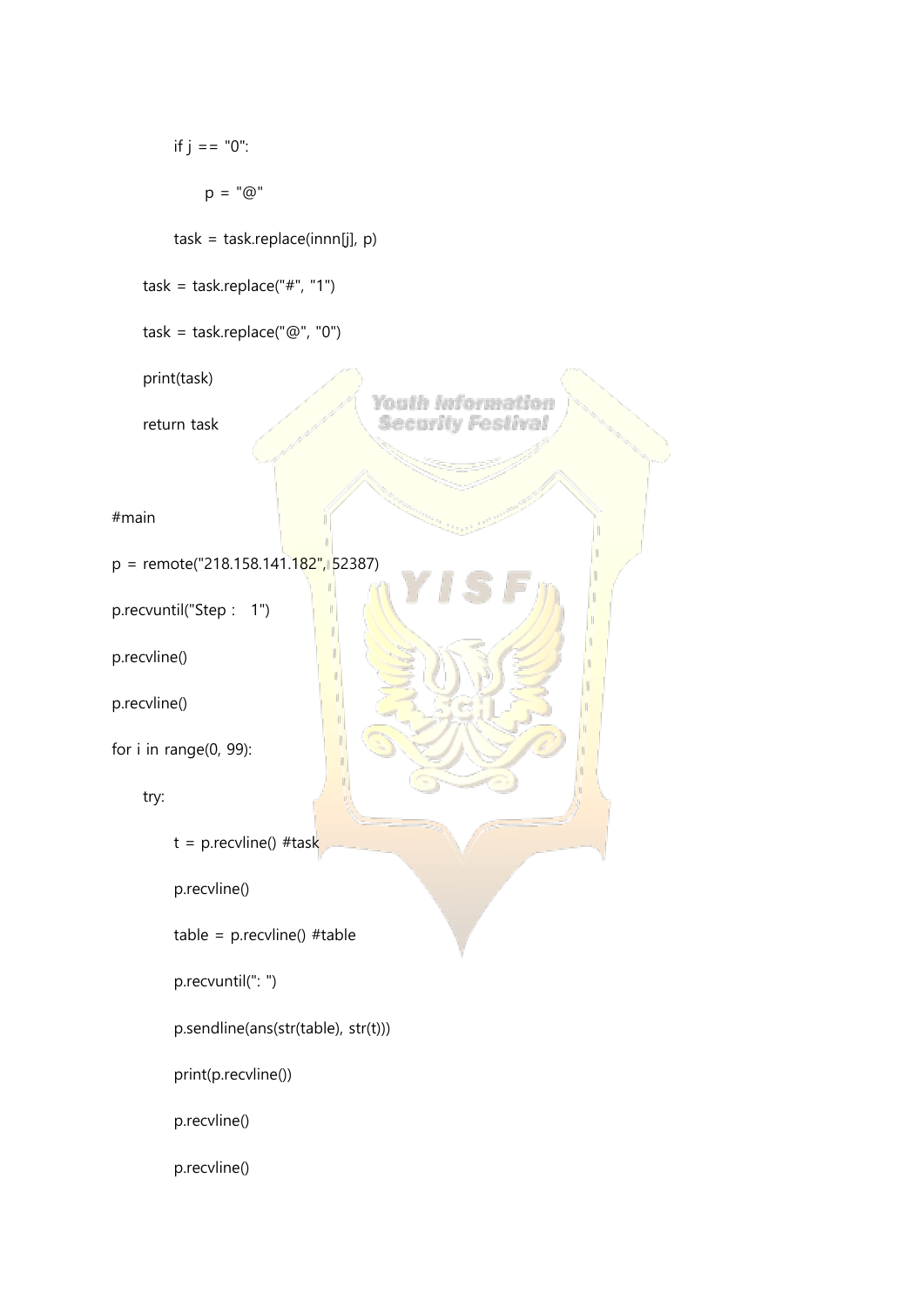```
            if j == "0":
                p = "@"
            task = task.replace(innn[j], p)
        task = task.replace("#", "1")
        task = task.replace("@", "0")
        print(task)
        return task

#main
p = remote("218.158.141.182", 52387)
p.recvuntil("Step :   1")
p.recvline()
p.recvline()
for i in range(0, 99):
        try:
            t = p.recvline() #task
            p.recvline()
            table = p.recvline() #table
            p.recvuntil(": ")
            p.sendline(ans(str(table), str(t)))
            print(p.recvline())
            p.recvline()
            p.recvline()
```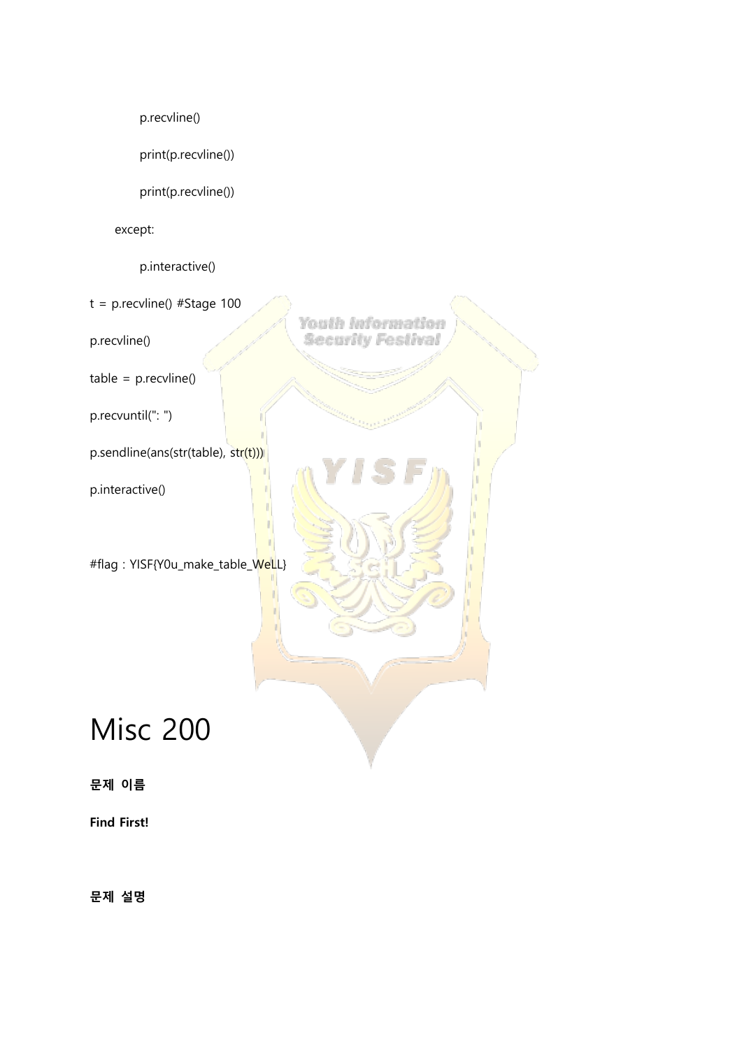```
            p.recvline()

            print(p.recvline())

            print(p.recvline())

        except:

            p.interactive()

t = p.recvline() #Stage 100

p.recvline()

table = p.recvline()

p.recvuntil(": ")

p.sendline(ans(str(table), str(t)))

p.interactive()


#flag : YISF{Y0u_make_table_WeLL}
```

# Misc 200

**문제 이름**

**Find First!**

**문제 설명**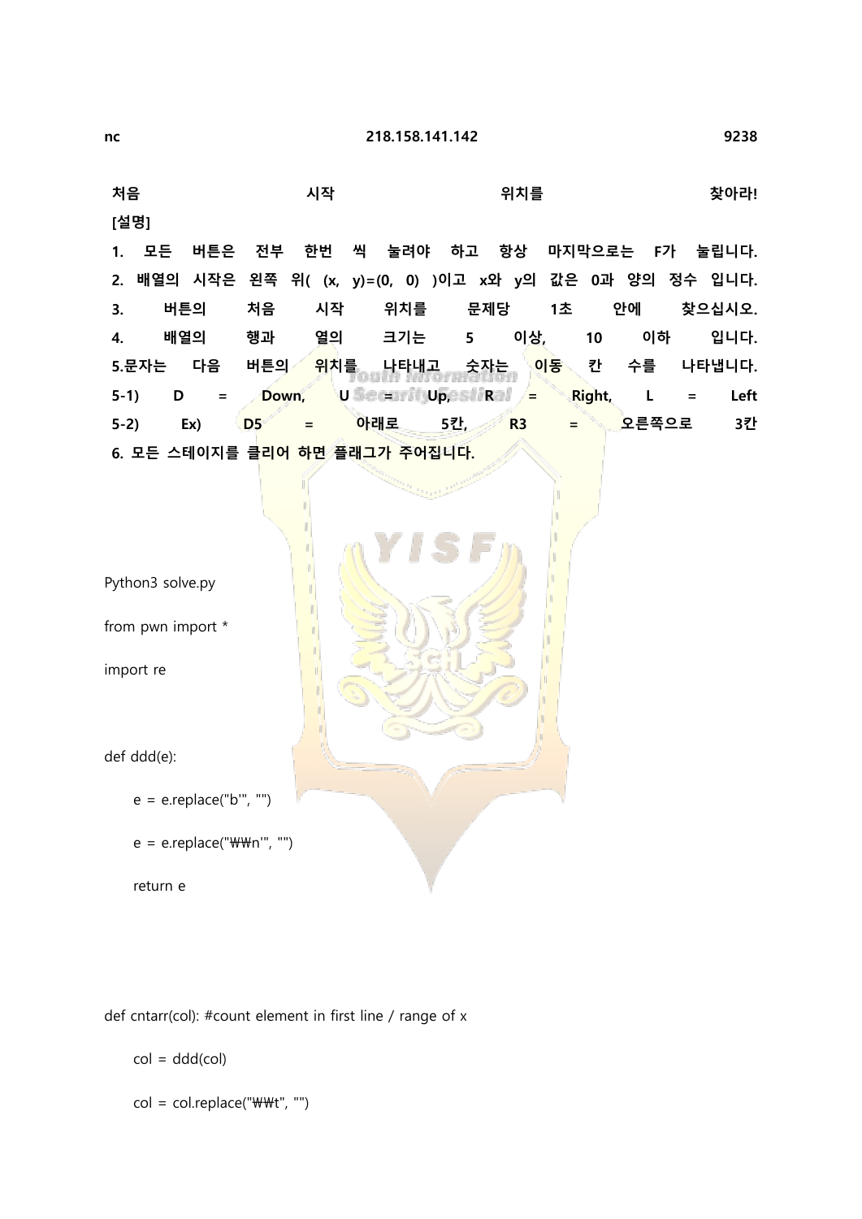nc 218.158.141.142 9238

**처음 시작 위치를 찾아라!**

**[설명]**

**1. 모든 버튼은 전부 한번 씩 눌려야 하고 항상 마지막으로는 F가 눌립니다.**

**2. 배열의 시작은 왼쪽 위( (x, y)=(0, 0) )이고 x와 y의 값은 0과 양의 정수 입니다.**

**3. 버튼의 처음 시작 위치를 문제당 1초 안에 찾으십시오.**

**4. 배열의 행과 열의 크기는 5 이상, 10 이하 입니다.**

**5.문자는 다음 버튼의 위치를 나타내고 숫자는 이동 칸 수를 나타냅니다.**

**5-1) D = Down, U = Up, R = Right, L = Left**

**5-2) Ex) D5 = 아래로 5칸, R3 = 오른쪽으로 3칸**

**6. 모든 스테이지를 클리어 하면 플래그가 주어집니다.**

Python3 solve.py

```
from pwn import *

import re


def ddd(e):

    e = e.replace("b'", "")

    e = e.replace("\\n'", "")

    return e



def cntarr(col): #count element in first line / range of x

    col = ddd(col)

    col = col.replace("\\t", "")
```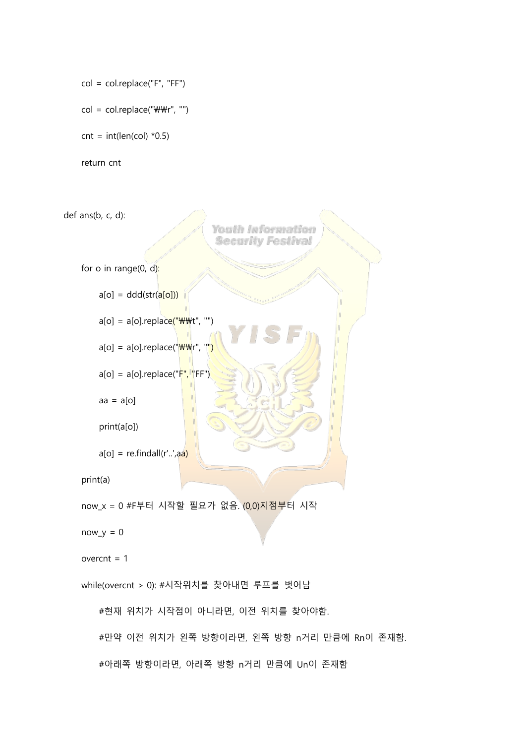```
    col = col.replace("F", "FF")

    col = col.replace("₩₩r", "")

    cnt = int(len(col) *0.5)

    return cnt


def ans(b, c, d):

    for o in range(0, d):

        a[o] = ddd(str(a[o]))

        a[o] = a[o].replace("₩₩t", "")

        a[o] = a[o].replace("₩₩r", "")

        a[o] = a[o].replace("F", "FF")

        aa = a[o]

        print(a[o])

        a[o] = re.findall(r'..',aa)

    print(a)

    now_x = 0 #F부터 시작할 필요가 없음. (0,0)지점부터 시작

    now_y = 0

    overcnt = 1

    while(overcnt > 0): #시작위치를 찾아내면 루프를 벗어남

        #현재 위치가 시작점이 아니라면, 이전 위치를 찾아야함.

        #만약 이전 위치가 왼쪽 방향이라면, 왼쪽 방향 n거리 만큼에 Rn이 존재함.

        #아래쪽 방향이라면, 아래쪽 방향 n거리 만큼에 Un이 존재함
```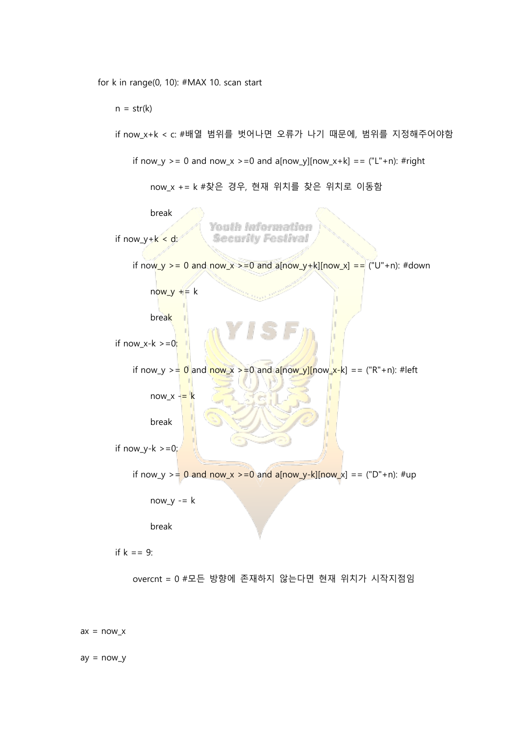```
    for k in range(0, 10): #MAX 10. scan start
        n = str(k)
        if now_x+k < c: #배열 범위를 벗어나면 오류가 나기 때문에, 범위를 지정해주어야함
            if now_y >= 0 and now_x >=0 and a[now_y][now_x+k] == ("L"+n): #right
                now_x += k #찾은 경우, 현재 위치를 찾은 위치로 이동함
                break
        if now_y+k < d:
            if now_y >= 0 and now_x >=0 and a[now_y+k][now_x] == ("U"+n): #down
                now_y += k
                break
        if now_x-k >=0:
            if now_y >= 0 and now_x >=0 and a[now_y][now_x-k] == ("R"+n): #left
                now_x -= k
                break
        if now_y-k >=0:
            if now_y >= 0 and now_x >=0 and a[now_y-k][now_x] == ("D"+n): #up
                now_y -= k
                break
        if k == 9:
            overcnt = 0 #모든 방향에 존재하지 않는다면 현재 위치가 시작지점임

ax = now_x
ay = now_y
```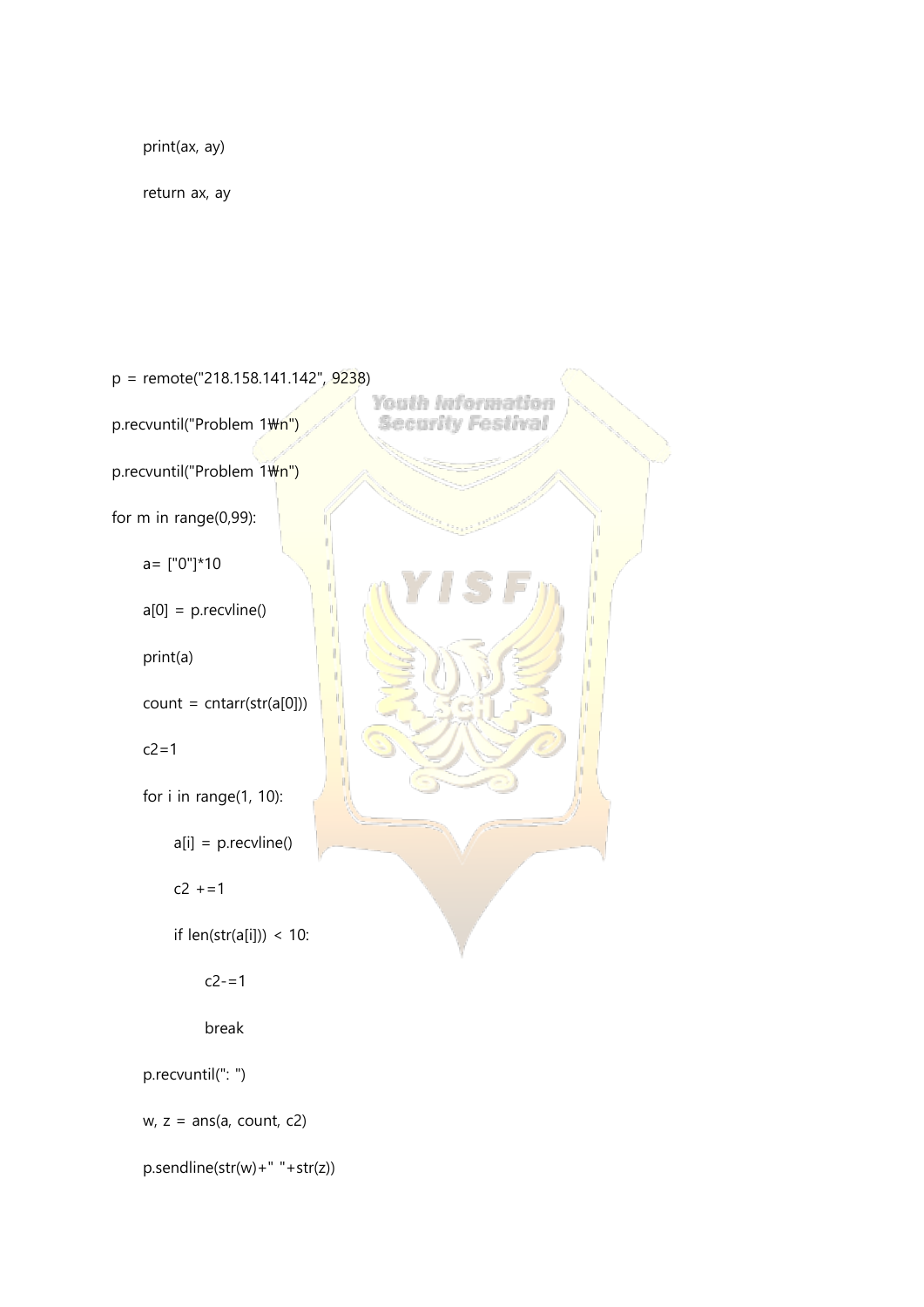```
    print(ax, ay)
    return ax, ay




p = remote("218.158.141.142", 9238)
p.recvuntil("Problem 1₩n")
p.recvuntil("Problem 1₩n")
for m in range(0,99):
    a= ["0"]*10
    a[0] = p.recvline()
    print(a)
    count = cntarr(str(a[0]))
    c2=1
    for i in range(1, 10):
        a[i] = p.recvline()
        c2 +=1
        if len(str(a[i])) < 10:
            c2-=1
            break
    p.recvuntil(": ")
    w, z = ans(a, count, c2)
    p.sendline(str(w)+" "+str(z))
```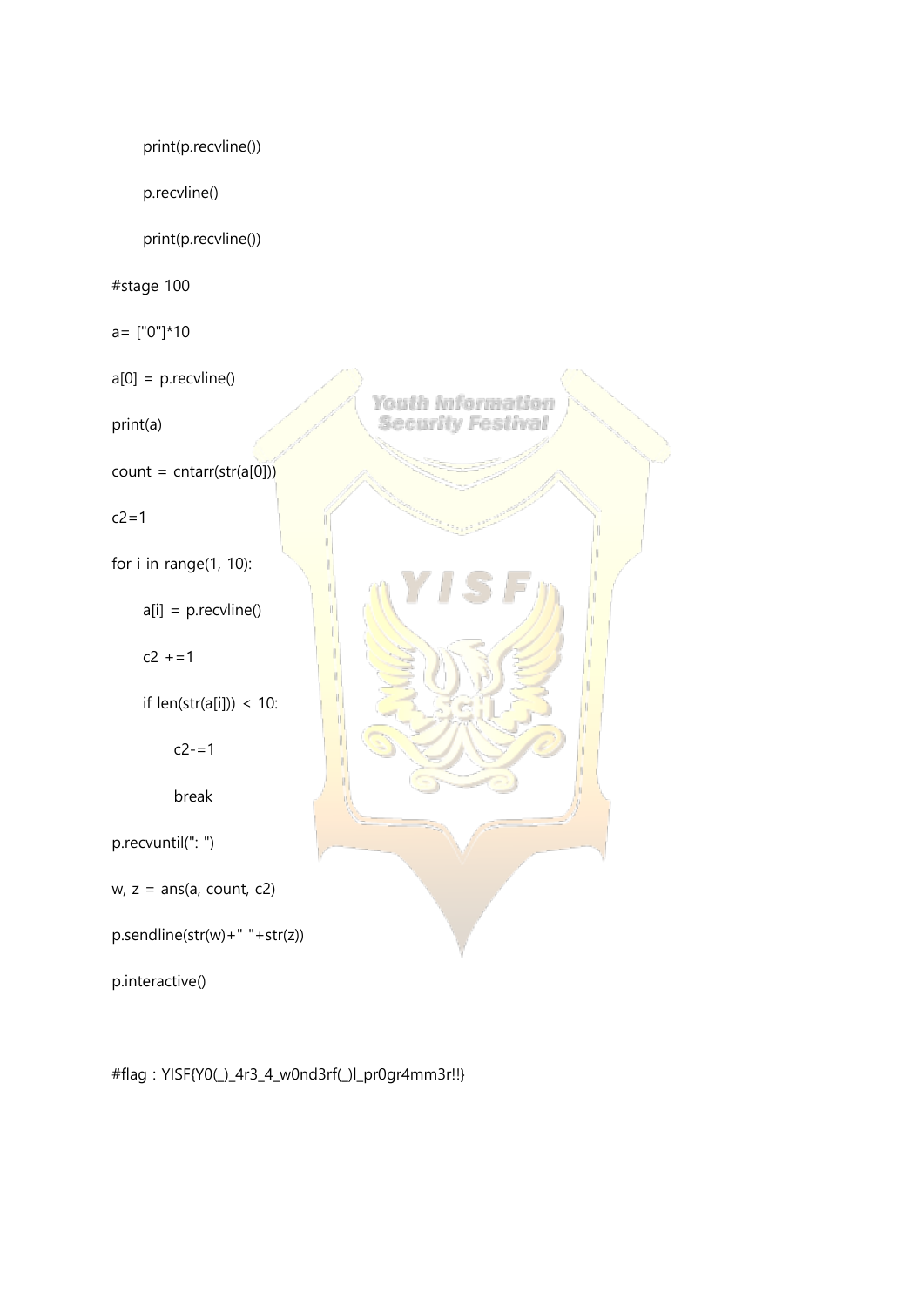```python
    print(p.recvline())
    p.recvline()
    print(p.recvline())
#stage 100
a= ["0"]*10
a[0] = p.recvline()
print(a)
count = cntarr(str(a[0]))
c2=1
for i in range(1, 10):
    a[i] = p.recvline()
    c2 +=1
    if len(str(a[i])) < 10:
        c2-=1
        break
p.recvuntil(": ")
w, z = ans(a, count, c2)
p.sendline(str(w)+" "+str(z))
p.interactive()


#flag : YISF{Y0(_)_4r3_4_w0nd3rf(_)l_pr0gr4mm3r!!}
```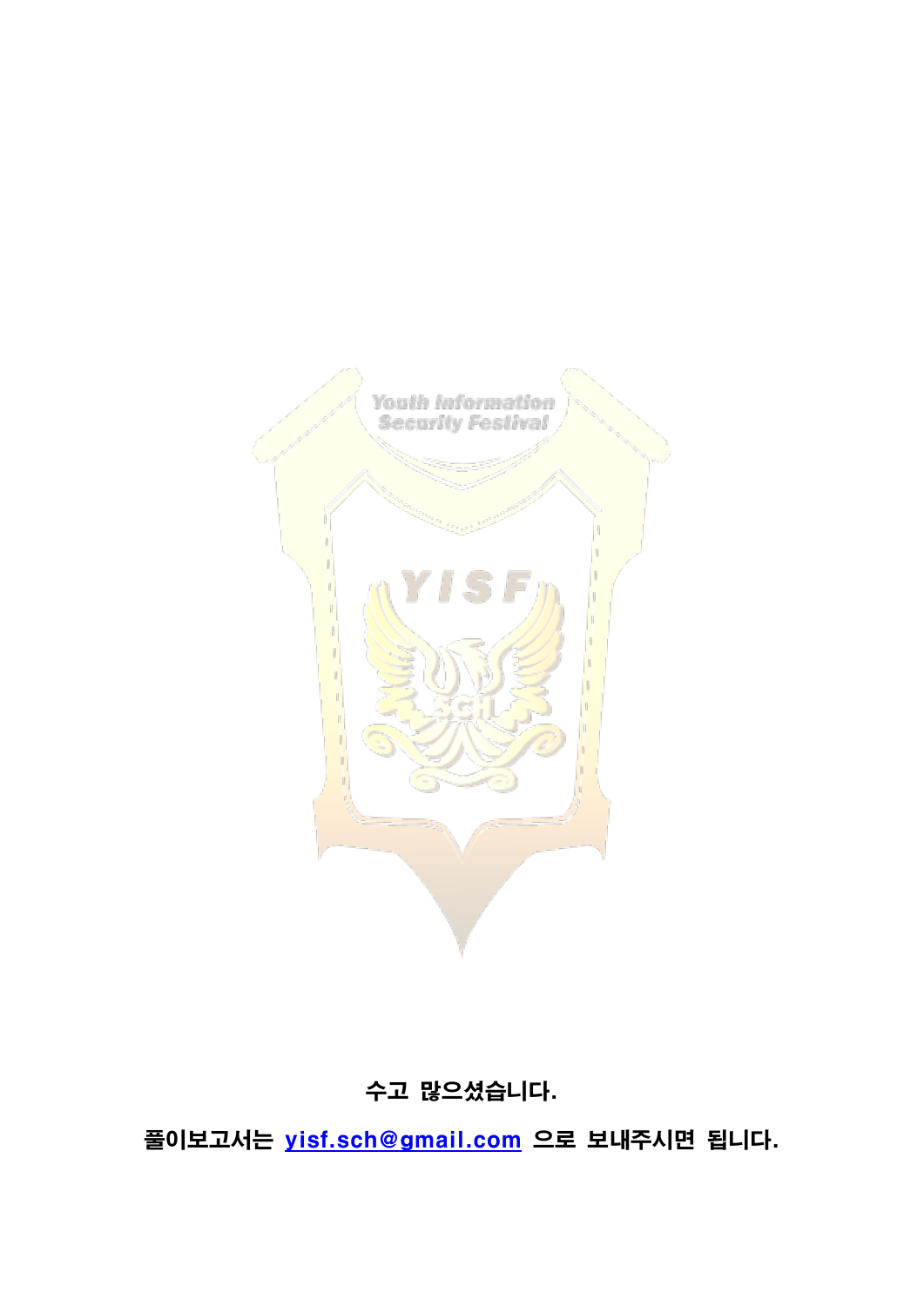**수고 많으셨습니다.**

**풀이보고서는 yisf.sch@gmail.com 으로 보내주시면 됩니다.**